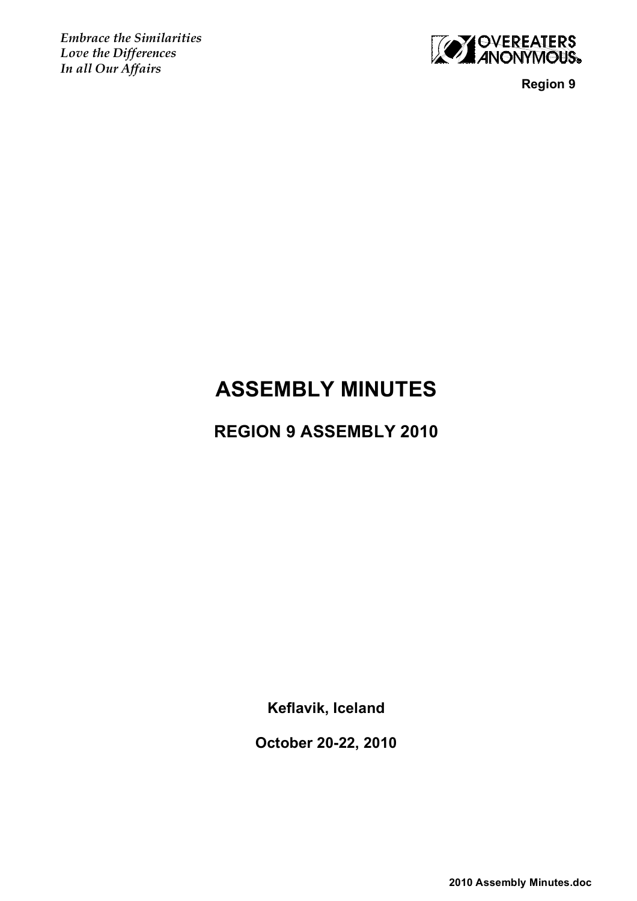*Embrace the Similarities*
*Love the Differences*
*In all Our Affairs*

OVEREATERS ANONYMOUS®

**Region 9**

# ASSEMBLY MINUTES

## REGION 9 ASSEMBLY 2010

**Keflavik, Iceland**

**October 20-22, 2010**

**2010 Assembly Minutes.doc**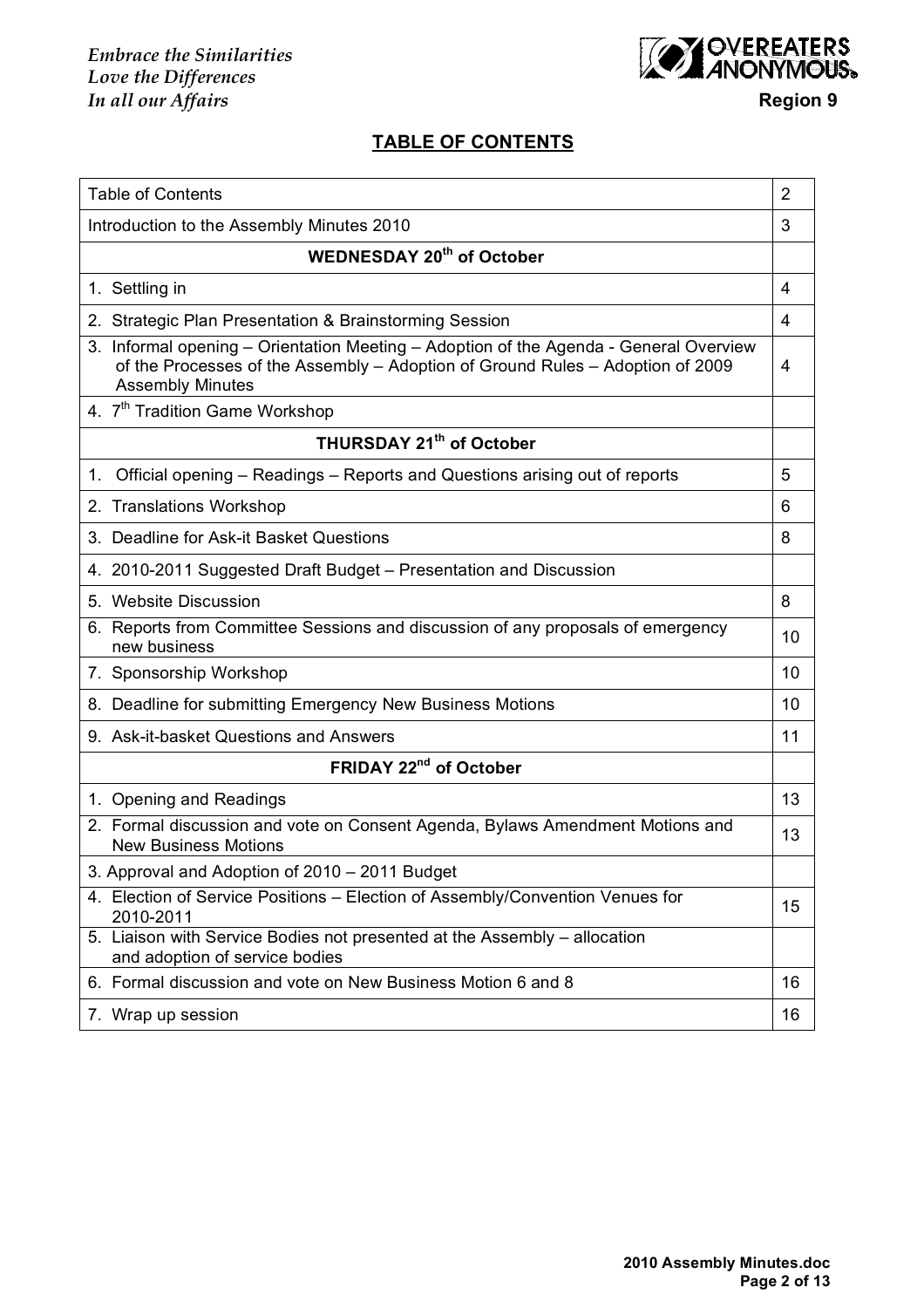*Embrace the Similarities*
*Love the Differences*
*In all our Affairs*

OVEREATERS ANONYMOUS
**Region 9**

## TABLE OF CONTENTS

| | |
|---|---|
| Table of Contents | 2 |
| Introduction to the Assembly Minutes 2010 | 3 |
| **WEDNESDAY 20th of October** | |
| 1. Settling in | 4 |
| 2. Strategic Plan Presentation & Brainstorming Session | 4 |
| 3. Informal opening – Orientation Meeting – Adoption of the Agenda - General Overview of the Processes of the Assembly – Adoption of Ground Rules – Adoption of 2009 Assembly Minutes | 4 |
| 4. 7th Tradition Game Workshop | |
| **THURSDAY 21th of October** | |
| 1. Official opening – Readings – Reports and Questions arising out of reports | 5 |
| 2. Translations Workshop | 6 |
| 3. Deadline for Ask-it Basket Questions | 8 |
| 4. 2010-2011 Suggested Draft Budget – Presentation and Discussion | |
| 5. Website Discussion | 8 |
| 6. Reports from Committee Sessions and discussion of any proposals of emergency new business | 10 |
| 7. Sponsorship Workshop | 10 |
| 8. Deadline for submitting Emergency New Business Motions | 10 |
| 9. Ask-it-basket Questions and Answers | 11 |
| **FRIDAY 22nd of October** | |
| 1. Opening and Readings | 13 |
| 2. Formal discussion and vote on Consent Agenda, Bylaws Amendment Motions and New Business Motions | 13 |
| 3. Approval and Adoption of 2010 – 2011 Budget | |
| 4. Election of Service Positions – Election of Assembly/Convention Venues for 2010-2011 | 15 |
| 5. Liaison with Service Bodies not presented at the Assembly – allocation and adoption of service bodies | |
| 6. Formal discussion and vote on New Business Motion 6 and 8 | 16 |
| 7. Wrap up session | 16 |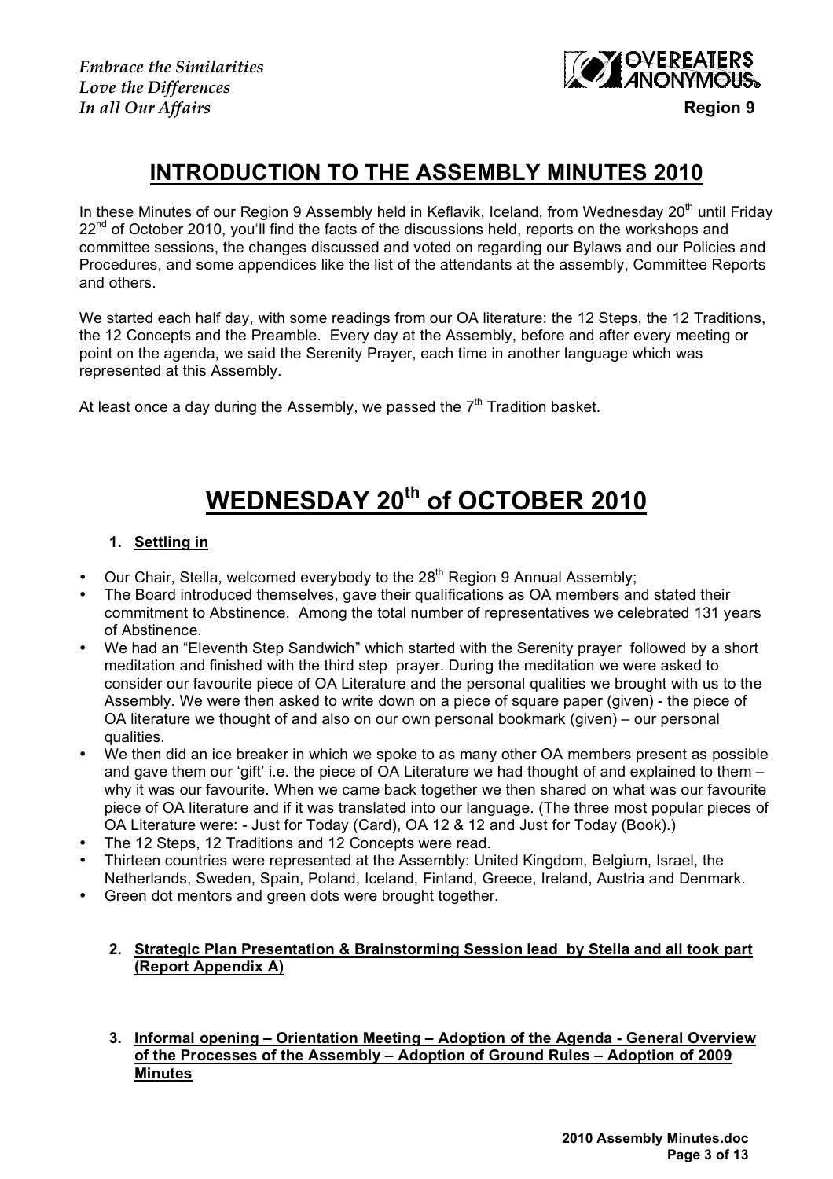*Embrace the Similarities*
*Love the Differences*
*In all Our Affairs*

**Region 9**

# INTRODUCTION TO THE ASSEMBLY MINUTES 2010

In these Minutes of our Region 9 Assembly held in Keflavik, Iceland, from Wednesday 20th until Friday 22nd of October 2010, you'll find the facts of the discussions held, reports on the workshops and committee sessions, the changes discussed and voted on regarding our Bylaws and our Policies and Procedures, and some appendices like the list of the attendants at the assembly, Committee Reports and others.

We started each half day, with some readings from our OA literature: the 12 Steps, the 12 Traditions, the 12 Concepts and the Preamble. Every day at the Assembly, before and after every meeting or point on the agenda, we said the Serenity Prayer, each time in another language which was represented at this Assembly.

At least once a day during the Assembly, we passed the 7th Tradition basket.

# WEDNESDAY 20th of OCTOBER 2010

1. **Settling in**

- Our Chair, Stella, welcomed everybody to the 28th Region 9 Annual Assembly;
- The Board introduced themselves, gave their qualifications as OA members and stated their commitment to Abstinence. Among the total number of representatives we celebrated 131 years of Abstinence.
- We had an "Eleventh Step Sandwich" which started with the Serenity prayer followed by a short meditation and finished with the third step prayer. During the meditation we were asked to consider our favourite piece of OA Literature and the personal qualities we brought with us to the Assembly. We were then asked to write down on a piece of square paper (given) - the piece of OA literature we thought of and also on our own personal bookmark (given) – our personal qualities.
- We then did an ice breaker in which we spoke to as many other OA members present as possible and gave them our 'gift' i.e. the piece of OA Literature we had thought of and explained to them – why it was our favourite. When we came back together we then shared on what was our favourite piece of OA literature and if it was translated into our language. (The three most popular pieces of OA Literature were: - Just for Today (Card), OA 12 & 12 and Just for Today (Book).)
- The 12 Steps, 12 Traditions and 12 Concepts were read.
- Thirteen countries were represented at the Assembly: United Kingdom, Belgium, Israel, the Netherlands, Sweden, Spain, Poland, Iceland, Finland, Greece, Ireland, Austria and Denmark.
- Green dot mentors and green dots were brought together.

2. **Strategic Plan Presentation & Brainstorming Session lead by Stella and all took part (Report Appendix A)**

3. **Informal opening – Orientation Meeting – Adoption of the Agenda - General Overview of the Processes of the Assembly – Adoption of Ground Rules – Adoption of 2009 Minutes**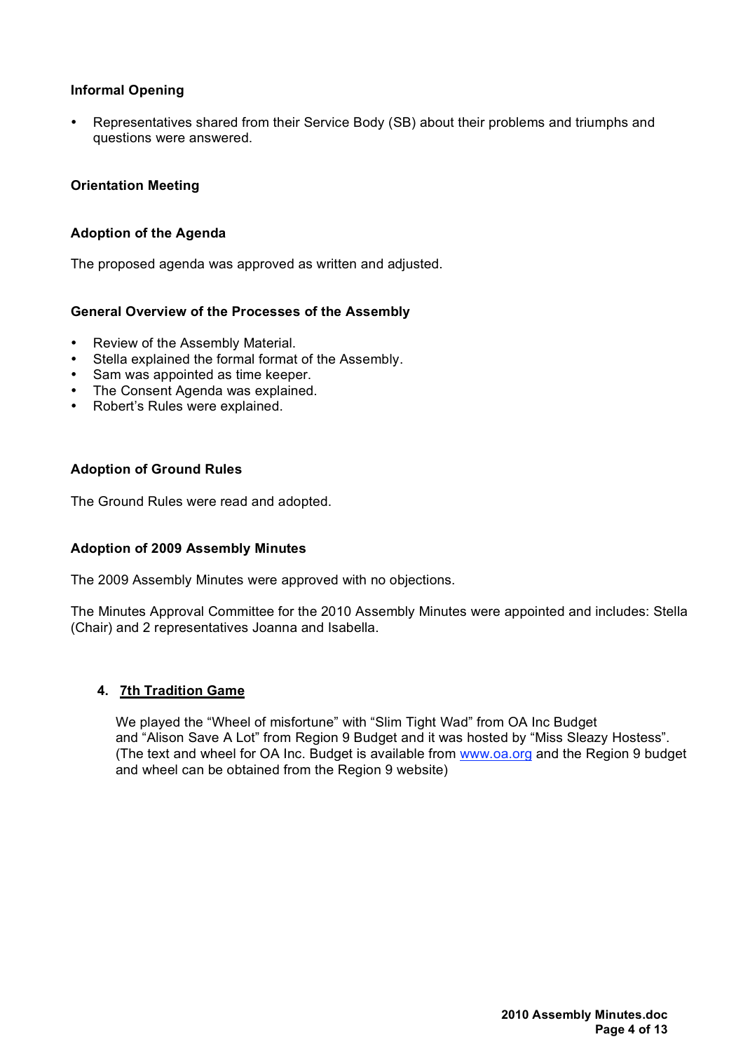### Informal Opening

- Representatives shared from their Service Body (SB) about their problems and triumphs and questions were answered.

### Orientation Meeting

### Adoption of the Agenda

The proposed agenda was approved as written and adjusted.

### General Overview of the Processes of the Assembly

- Review of the Assembly Material.
- Stella explained the formal format of the Assembly.
- Sam was appointed as time keeper.
- The Consent Agenda was explained.
- Robert's Rules were explained.

### Adoption of Ground Rules

The Ground Rules were read and adopted.

### Adoption of 2009 Assembly Minutes

The 2009 Assembly Minutes were approved with no objections.

The Minutes Approval Committee for the 2010 Assembly Minutes were appointed and includes: Stella (Chair) and 2 representatives Joanna and Isabella.

## 4. 7th Tradition Game

We played the "Wheel of misfortune" with "Slim Tight Wad" from OA Inc Budget and "Alison Save A Lot" from Region 9 Budget and it was hosted by "Miss Sleazy Hostess". (The text and wheel for OA Inc. Budget is available from [www.oa.org](http://www.oa.org) and the Region 9 budget and wheel can be obtained from the Region 9 website)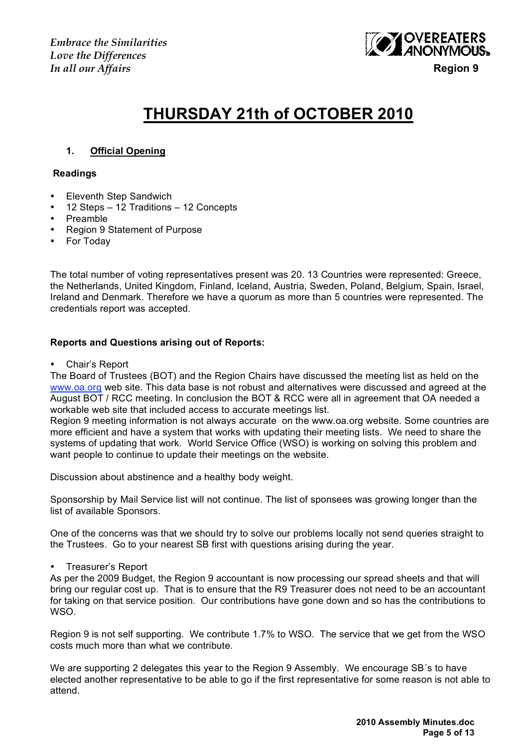*Embrace the Similarities*
*Love the Differences*
*In all our Affairs*

**OVEREATERS ANONYMOUS®**
**Region 9**

# THURSDAY 21th of OCTOBER 2010

## 1. Official Opening

**Readings**

- Eleventh Step Sandwich
- 12 Steps – 12 Traditions – 12 Concepts
- Preamble
- Region 9 Statement of Purpose
- For Today

The total number of voting representatives present was 20. 13 Countries were represented: Greece, the Netherlands, United Kingdom, Finland, Iceland, Austria, Sweden, Poland, Belgium, Spain, Israel, Ireland and Denmark. Therefore we have a quorum as more than 5 countries were represented. The credentials report was accepted.

**Reports and Questions arising out of Reports:**

- Chair's Report

The Board of Trustees (BOT) and the Region Chairs have discussed the meeting list as held on the www.oa.org web site. This data base is not robust and alternatives were discussed and agreed at the August BOT / RCC meeting. In conclusion the BOT & RCC were all in agreement that OA needed a workable web site that included access to accurate meetings list.
Region 9 meeting information is not always accurate on the www.oa.org website. Some countries are more efficient and have a system that works with updating their meeting lists. We need to share the systems of updating that work. World Service Office (WSO) is working on solving this problem and want people to continue to update their meetings on the website.

Discussion about abstinence and a healthy body weight.

Sponsorship by Mail Service list will not continue. The list of sponsees was growing longer than the list of available Sponsors.

One of the concerns was that we should try to solve our problems locally not send queries straight to the Trustees. Go to your nearest SB first with questions arising during the year.

- Treasurer's Report

As per the 2009 Budget, the Region 9 accountant is now processing our spread sheets and that will bring our regular cost up. That is to ensure that the R9 Treasurer does not need to be an accountant for taking on that service position. Our contributions have gone down and so has the contributions to WSO.

Region 9 is not self supporting. We contribute 1.7% to WSO. The service that we get from the WSO costs much more than what we contribute.

We are supporting 2 delegates this year to the Region 9 Assembly. We encourage SB´s to have elected another representative to be able to go if the first representative for some reason is not able to attend.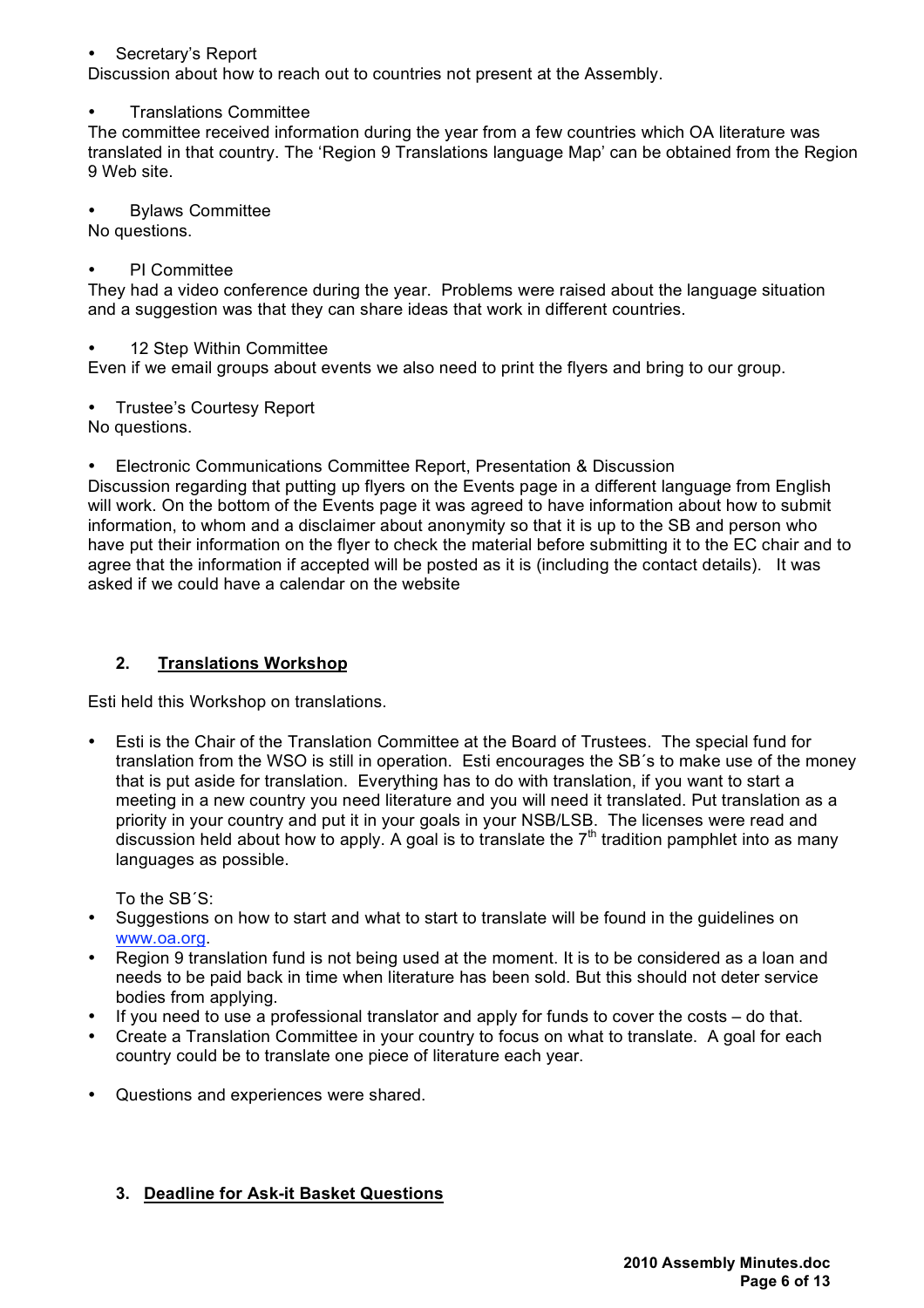- Secretary's Report

Discussion about how to reach out to countries not present at the Assembly.

- Translations Committee

The committee received information during the year from a few countries which OA literature was translated in that country. The 'Region 9 Translations language Map' can be obtained from the Region 9 Web site.

- Bylaws Committee

No questions.

- PI Committee

They had a video conference during the year. Problems were raised about the language situation and a suggestion was that they can share ideas that work in different countries.

- 12 Step Within Committee

Even if we email groups about events we also need to print the flyers and bring to our group.

- Trustee's Courtesy Report

No questions.

- Electronic Communications Committee Report, Presentation & Discussion

Discussion regarding that putting up flyers on the Events page in a different language from English will work. On the bottom of the Events page it was agreed to have information about how to submit information, to whom and a disclaimer about anonymity so that it is up to the SB and person who have put their information on the flyer to check the material before submitting it to the EC chair and to agree that the information if accepted will be posted as it is (including the contact details). It was asked if we could have a calendar on the website

## 2. Translations Workshop

Esti held this Workshop on translations.

- Esti is the Chair of the Translation Committee at the Board of Trustees. The special fund for translation from the WSO is still in operation. Esti encourages the SB´s to make use of the money that is put aside for translation. Everything has to do with translation, if you want to start a meeting in a new country you need literature and you will need it translated. Put translation as a priority in your country and put it in your goals in your NSB/LSB. The licenses were read and discussion held about how to apply. A goal is to translate the 7th tradition pamphlet into as many languages as possible.

  To the SB´S:
- Suggestions on how to start and what to start to translate will be found in the guidelines on www.oa.org.
- Region 9 translation fund is not being used at the moment. It is to be considered as a loan and needs to be paid back in time when literature has been sold. But this should not deter service bodies from applying.
- If you need to use a professional translator and apply for funds to cover the costs – do that.
- Create a Translation Committee in your country to focus on what to translate. A goal for each country could be to translate one piece of literature each year.

- Questions and experiences were shared.

## 3. Deadline for Ask-it Basket Questions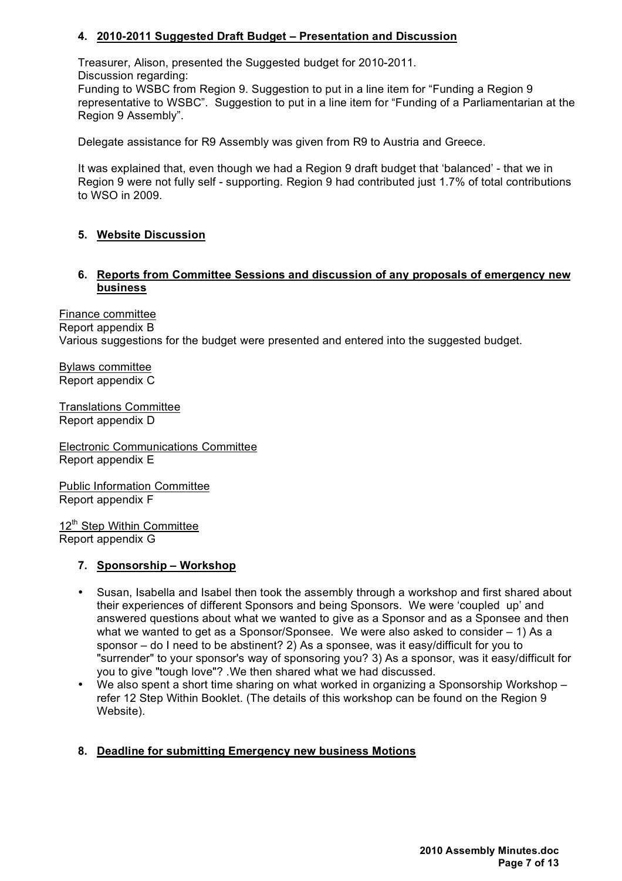### 4. 2010-2011 Suggested Draft Budget – Presentation and Discussion

Treasurer, Alison, presented the Suggested budget for 2010-2011.
Discussion regarding:
Funding to WSBC from Region 9. Suggestion to put in a line item for "Funding a Region 9 representative to WSBC". Suggestion to put in a line item for "Funding of a Parliamentarian at the Region 9 Assembly".

Delegate assistance for R9 Assembly was given from R9 to Austria and Greece.

It was explained that, even though we had a Region 9 draft budget that 'balanced' - that we in Region 9 were not fully self - supporting. Region 9 had contributed just 1.7% of total contributions to WSO in 2009.

### 5. Website Discussion

### 6. Reports from Committee Sessions and discussion of any proposals of emergency new business

Finance committee
Report appendix B
Various suggestions for the budget were presented and entered into the suggested budget.

Bylaws committee
Report appendix C

Translations Committee
Report appendix D

Electronic Communications Committee
Report appendix E

Public Information Committee
Report appendix F

12th Step Within Committee
Report appendix G

### 7. Sponsorship – Workshop

- Susan, Isabella and Isabel then took the assembly through a workshop and first shared about their experiences of different Sponsors and being Sponsors. We were 'coupled up' and answered questions about what we wanted to give as a Sponsor and as a Sponsee and then what we wanted to get as a Sponsor/Sponsee. We were also asked to consider – 1) As a sponsor – do I need to be abstinent? 2) As a sponsee, was it easy/difficult for you to "surrender" to your sponsor's way of sponsoring you? 3) As a sponsor, was it easy/difficult for you to give "tough love"? .We then shared what we had discussed.
- We also spent a short time sharing on what worked in organizing a Sponsorship Workshop – refer 12 Step Within Booklet. (The details of this workshop can be found on the Region 9 Website).

### 8. Deadline for submitting Emergency new business Motions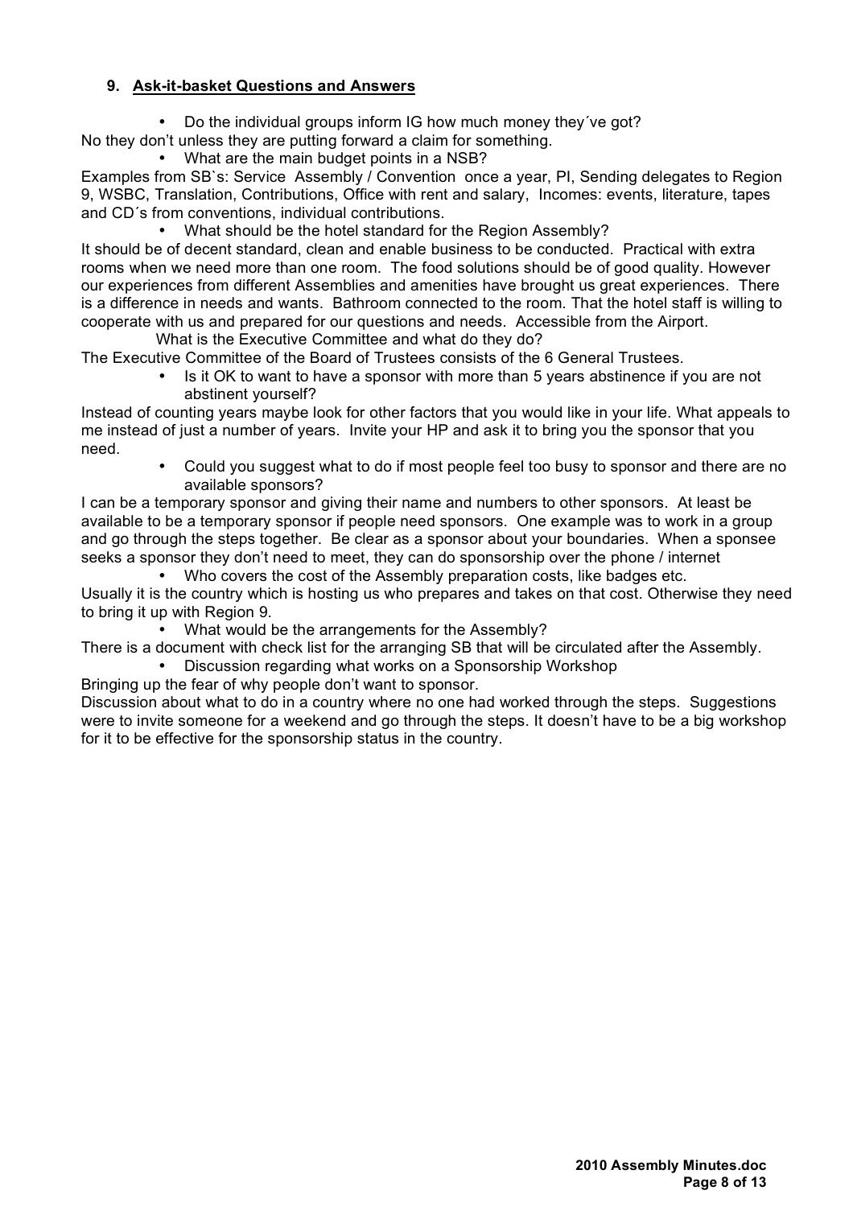## 9. Ask-it-basket Questions and Answers

- Do the individual groups inform IG how much money they´ve got?

No they don't unless they are putting forward a claim for something.

- What are the main budget points in a NSB?

Examples from SB`s: Service Assembly / Convention once a year, PI, Sending delegates to Region 9, WSBC, Translation, Contributions, Office with rent and salary, Incomes: events, literature, tapes and CD´s from conventions, individual contributions.

- What should be the hotel standard for the Region Assembly?

It should be of decent standard, clean and enable business to be conducted. Practical with extra rooms when we need more than one room. The food solutions should be of good quality. However our experiences from different Assemblies and amenities have brought us great experiences. There is a difference in needs and wants. Bathroom connected to the room. That the hotel staff is willing to cooperate with us and prepared for our questions and needs. Accessible from the Airport.

What is the Executive Committee and what do they do?

The Executive Committee of the Board of Trustees consists of the 6 General Trustees.

- Is it OK to want to have a sponsor with more than 5 years abstinence if you are not abstinent yourself?

Instead of counting years maybe look for other factors that you would like in your life. What appeals to me instead of just a number of years. Invite your HP and ask it to bring you the sponsor that you need.

- Could you suggest what to do if most people feel too busy to sponsor and there are no available sponsors?

I can be a temporary sponsor and giving their name and numbers to other sponsors. At least be available to be a temporary sponsor if people need sponsors. One example was to work in a group and go through the steps together. Be clear as a sponsor about your boundaries. When a sponsee seeks a sponsor they don't need to meet, they can do sponsorship over the phone / internet

- Who covers the cost of the Assembly preparation costs, like badges etc.

Usually it is the country which is hosting us who prepares and takes on that cost. Otherwise they need to bring it up with Region 9.

- What would be the arrangements for the Assembly?

There is a document with check list for the arranging SB that will be circulated after the Assembly.

- Discussion regarding what works on a Sponsorship Workshop

Bringing up the fear of why people don't want to sponsor.

Discussion about what to do in a country where no one had worked through the steps. Suggestions were to invite someone for a weekend and go through the steps. It doesn't have to be a big workshop for it to be effective for the sponsorship status in the country.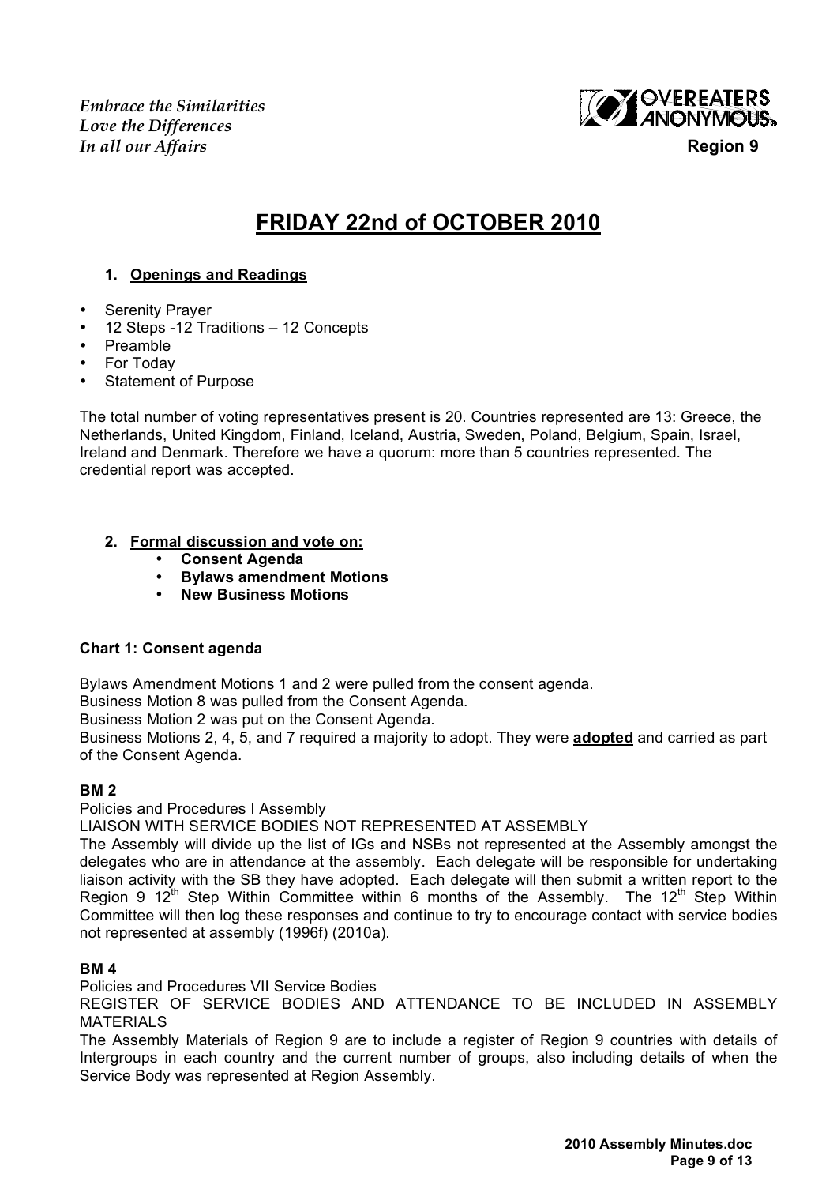*Embrace the Similarities*
*Love the Differences*
*In all our Affairs*

OVEREATERS ANONYMOUS
**Region 9**

# FRIDAY 22nd of OCTOBER 2010

1. **Openings and Readings**

- Serenity Prayer
- 12 Steps -12 Traditions – 12 Concepts
- Preamble
- For Today
- Statement of Purpose

The total number of voting representatives present is 20. Countries represented are 13: Greece, the Netherlands, United Kingdom, Finland, Iceland, Austria, Sweden, Poland, Belgium, Spain, Israel, Ireland and Denmark. Therefore we have a quorum: more than 5 countries represented. The credential report was accepted.

2. **Formal discussion and vote on:**
    - **Consent Agenda**
    - **Bylaws amendment Motions**
    - **New Business Motions**

**Chart 1: Consent agenda**

Bylaws Amendment Motions 1 and 2 were pulled from the consent agenda.
Business Motion 8 was pulled from the Consent Agenda.
Business Motion 2 was put on the Consent Agenda.
Business Motions 2, 4, 5, and 7 required a majority to adopt. They were **adopted** and carried as part of the Consent Agenda.

**BM 2**

Policies and Procedures I Assembly
LIAISON WITH SERVICE BODIES NOT REPRESENTED AT ASSEMBLY
The Assembly will divide up the list of IGs and NSBs not represented at the Assembly amongst the delegates who are in attendance at the assembly. Each delegate will be responsible for undertaking liaison activity with the SB they have adopted. Each delegate will then submit a written report to the Region 9 12th Step Within Committee within 6 months of the Assembly. The 12th Step Within Committee will then log these responses and continue to try to encourage contact with service bodies not represented at assembly (1996f) (2010a).

**BM 4**

Policies and Procedures VII Service Bodies
REGISTER OF SERVICE BODIES AND ATTENDANCE TO BE INCLUDED IN ASSEMBLY MATERIALS
The Assembly Materials of Region 9 are to include a register of Region 9 countries with details of Intergroups in each country and the current number of groups, also including details of when the Service Body was represented at Region Assembly.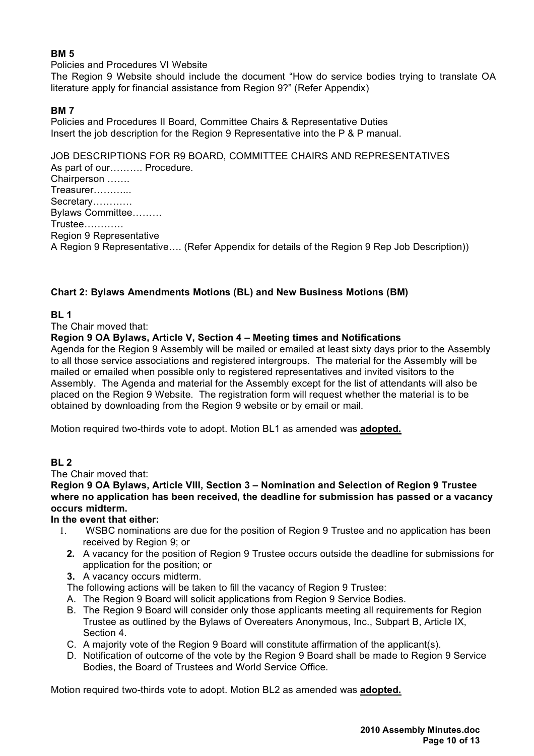**BM 5**

Policies and Procedures VI Website

The Region 9 Website should include the document "How do service bodies trying to translate OA literature apply for financial assistance from Region 9?" (Refer Appendix)

**BM 7**

Policies and Procedures II Board, Committee Chairs & Representative Duties

Insert the job description for the Region 9 Representative into the P & P manual.

JOB DESCRIPTIONS FOR R9 BOARD, COMMITTEE CHAIRS AND REPRESENTATIVES

As part of our………. Procedure.

Chairperson …….

Treasurer………...

Secretary…………

Bylaws Committee………

Trustee…………

Region 9 Representative

A Region 9 Representative…. (Refer Appendix for details of the Region 9 Rep Job Description))

**Chart 2: Bylaws Amendments Motions (BL) and New Business Motions (BM)**

**BL 1**

The Chair moved that:

**Region 9 OA Bylaws, Article V, Section 4 – Meeting times and Notifications**

Agenda for the Region 9 Assembly will be mailed or emailed at least sixty days prior to the Assembly to all those service associations and registered intergroups. The material for the Assembly will be mailed or emailed when possible only to registered representatives and invited visitors to the Assembly. The Agenda and material for the Assembly except for the list of attendants will also be placed on the Region 9 Website. The registration form will request whether the material is to be obtained by downloading from the Region 9 website or by email or mail.

Motion required two-thirds vote to adopt. Motion BL1 as amended was **adopted.**

**BL 2**

The Chair moved that:

**Region 9 OA Bylaws, Article VIII, Section 3 – Nomination and Selection of Region 9 Trustee where no application has been received, the deadline for submission has passed or a vacancy occurs midterm.**

**In the event that either:**

1. WSBC nominations are due for the position of Region 9 Trustee and no application has been received by Region 9; or
2. A vacancy for the position of Region 9 Trustee occurs outside the deadline for submissions for application for the position; or
3. A vacancy occurs midterm.

The following actions will be taken to fill the vacancy of Region 9 Trustee:

A. The Region 9 Board will solicit applications from Region 9 Service Bodies.
B. The Region 9 Board will consider only those applicants meeting all requirements for Region Trustee as outlined by the Bylaws of Overeaters Anonymous, Inc., Subpart B, Article IX, Section 4.
C. A majority vote of the Region 9 Board will constitute affirmation of the applicant(s).
D. Notification of outcome of the vote by the Region 9 Board shall be made to Region 9 Service Bodies, the Board of Trustees and World Service Office.

Motion required two-thirds vote to adopt. Motion BL2 as amended was **adopted.**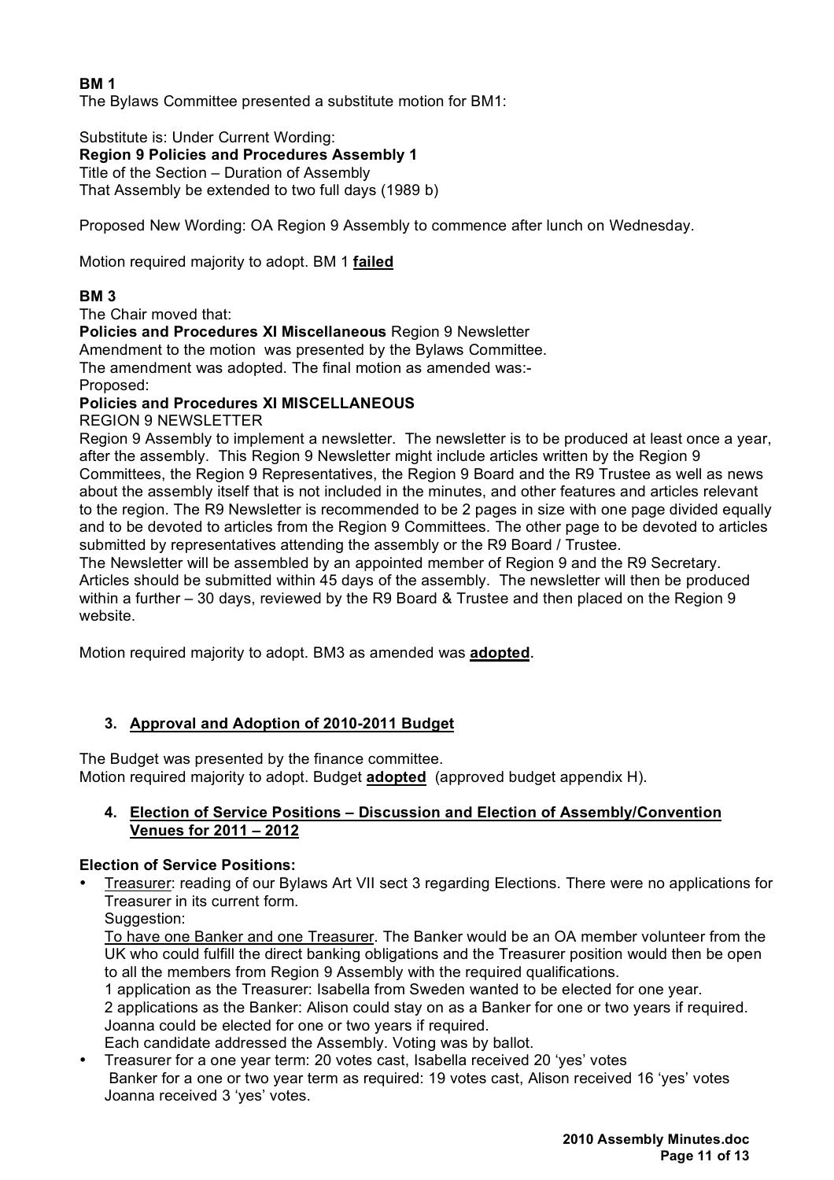**BM 1**

The Bylaws Committee presented a substitute motion for BM1:

Substitute is: Under Current Wording:
**Region 9 Policies and Procedures Assembly 1**
Title of the Section – Duration of Assembly
That Assembly be extended to two full days (1989 b)

Proposed New Wording: OA Region 9 Assembly to commence after lunch on Wednesday.

Motion required majority to adopt. BM 1 <u>**failed**</u>

**BM 3**

The Chair moved that:
**Policies and Procedures XI Miscellaneous** Region 9 Newsletter
Amendment to the motion was presented by the Bylaws Committee.
The amendment was adopted. The final motion as amended was:-
Proposed:
**Policies and Procedures XI MISCELLANEOUS**
REGION 9 NEWSLETTER
Region 9 Assembly to implement a newsletter. The newsletter is to be produced at least once a year, after the assembly. This Region 9 Newsletter might include articles written by the Region 9 Committees, the Region 9 Representatives, the Region 9 Board and the R9 Trustee as well as news about the assembly itself that is not included in the minutes, and other features and articles relevant to the region. The R9 Newsletter is recommended to be 2 pages in size with one page divided equally and to be devoted to articles from the Region 9 Committees. The other page to be devoted to articles submitted by representatives attending the assembly or the R9 Board / Trustee.
The Newsletter will be assembled by an appointed member of Region 9 and the R9 Secretary. Articles should be submitted within 45 days of the assembly. The newsletter will then be produced within a further – 30 days, reviewed by the R9 Board & Trustee and then placed on the Region 9 website.

Motion required majority to adopt. BM3 as amended was <u>**adopted**</u>.

3. <u>**Approval and Adoption of 2010-2011 Budget**</u>

The Budget was presented by the finance committee.
Motion required majority to adopt. Budget <u>**adopted**</u> (approved budget appendix H).

4. <u>**Election of Service Positions – Discussion and Election of Assembly/Convention Venues for 2011 – 2012**</u>

**Election of Service Positions:**

- <u>Treasurer</u>: reading of our Bylaws Art VII sect 3 regarding Elections. There were no applications for Treasurer in its current form.
  Suggestion:
  <u>To have one Banker and one Treasurer</u>. The Banker would be an OA member volunteer from the UK who could fulfill the direct banking obligations and the Treasurer position would then be open to all the members from Region 9 Assembly with the required qualifications.
  1 application as the Treasurer: Isabella from Sweden wanted to be elected for one year.
  2 applications as the Banker: Alison could stay on as a Banker for one or two years if required. Joanna could be elected for one or two years if required.
  Each candidate addressed the Assembly. Voting was by ballot.
- Treasurer for a one year term: 20 votes cast, Isabella received 20 'yes' votes
  Banker for a one or two year term as required: 19 votes cast, Alison received 16 'yes' votes Joanna received 3 'yes' votes.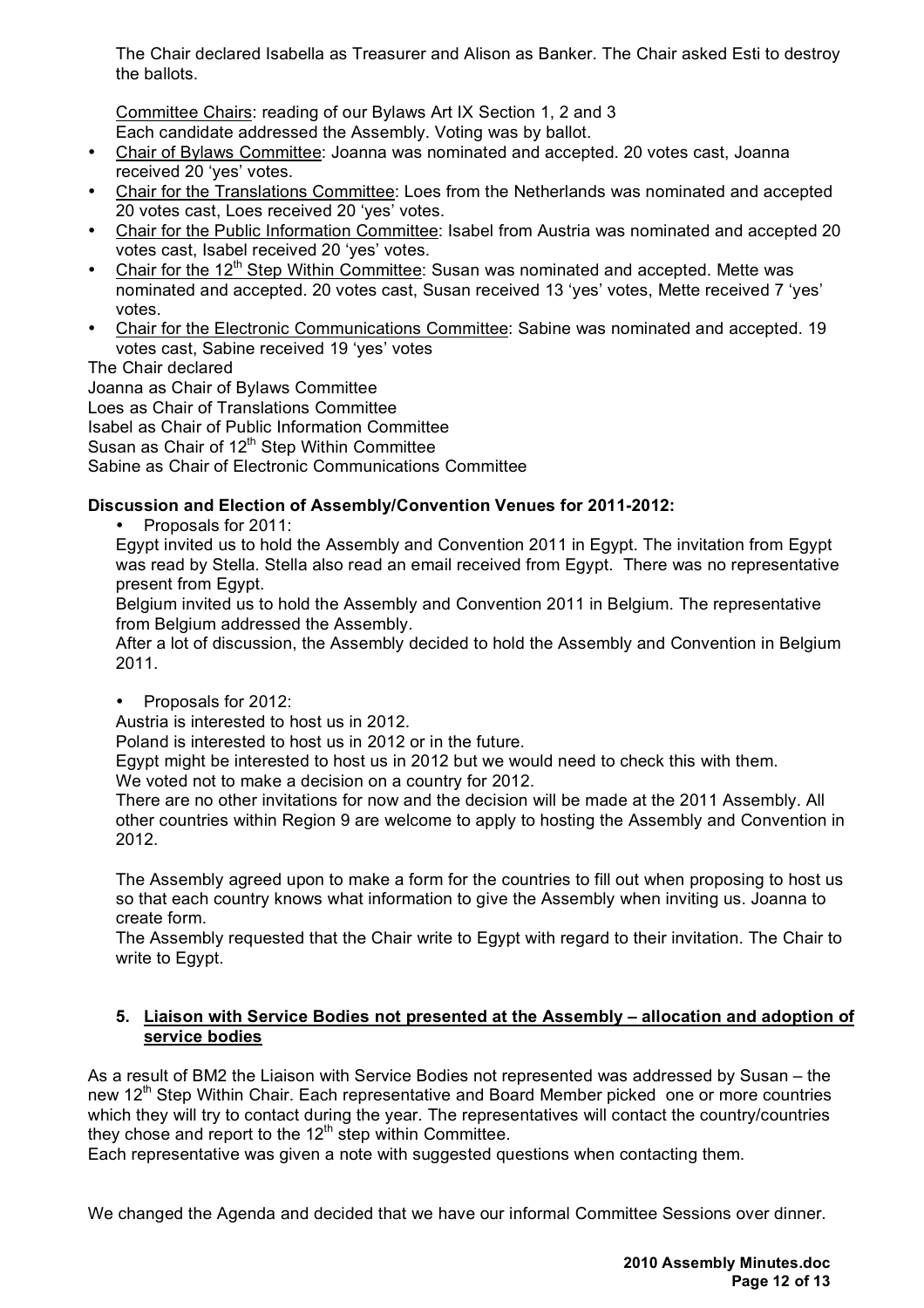The Chair declared Isabella as Treasurer and Alison as Banker. The Chair asked Esti to destroy the ballots.

Committee Chairs: reading of our Bylaws Art IX Section 1, 2 and 3
Each candidate addressed the Assembly. Voting was by ballot.

- Chair of Bylaws Committee: Joanna was nominated and accepted. 20 votes cast, Joanna received 20 'yes' votes.
- Chair for the Translations Committee: Loes from the Netherlands was nominated and accepted 20 votes cast, Loes received 20 'yes' votes.
- Chair for the Public Information Committee: Isabel from Austria was nominated and accepted 20 votes cast, Isabel received 20 'yes' votes.
- Chair for the 12th Step Within Committee: Susan was nominated and accepted. Mette was nominated and accepted. 20 votes cast, Susan received 13 'yes' votes, Mette received 7 'yes' votes.
- Chair for the Electronic Communications Committee: Sabine was nominated and accepted. 19 votes cast, Sabine received 19 'yes' votes

The Chair declared
Joanna as Chair of Bylaws Committee
Loes as Chair of Translations Committee
Isabel as Chair of Public Information Committee
Susan as Chair of 12th Step Within Committee
Sabine as Chair of Electronic Communications Committee

**Discussion and Election of Assembly/Convention Venues for 2011-2012:**

- Proposals for 2011:

Egypt invited us to hold the Assembly and Convention 2011 in Egypt. The invitation from Egypt was read by Stella. Stella also read an email received from Egypt. There was no representative present from Egypt.
Belgium invited us to hold the Assembly and Convention 2011 in Belgium. The representative from Belgium addressed the Assembly.
After a lot of discussion, the Assembly decided to hold the Assembly and Convention in Belgium 2011.

- Proposals for 2012:

Austria is interested to host us in 2012.
Poland is interested to host us in 2012 or in the future.
Egypt might be interested to host us in 2012 but we would need to check this with them.
We voted not to make a decision on a country for 2012.
There are no other invitations for now and the decision will be made at the 2011 Assembly. All other countries within Region 9 are welcome to apply to hosting the Assembly and Convention in 2012.

The Assembly agreed upon to make a form for the countries to fill out when proposing to host us so that each country knows what information to give the Assembly when inviting us. Joanna to create form.
The Assembly requested that the Chair write to Egypt with regard to their invitation. The Chair to write to Egypt.

**5. Liaison with Service Bodies not presented at the Assembly – allocation and adoption of service bodies**

As a result of BM2 the Liaison with Service Bodies not represented was addressed by Susan – the new 12th Step Within Chair. Each representative and Board Member picked one or more countries which they will try to contact during the year. The representatives will contact the country/countries they chose and report to the 12th step within Committee.
Each representative was given a note with suggested questions when contacting them.

We changed the Agenda and decided that we have our informal Committee Sessions over dinner.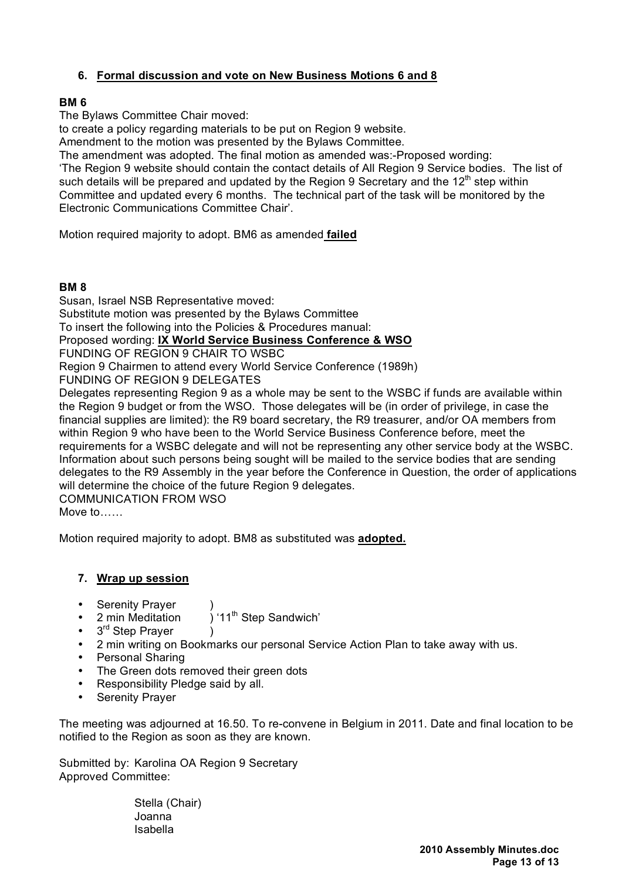## 6. Formal discussion and vote on New Business Motions 6 and 8

**BM 6**

The Bylaws Committee Chair moved:
to create a policy regarding materials to be put on Region 9 website.
Amendment to the motion was presented by the Bylaws Committee.
The amendment was adopted. The final motion as amended was:-Proposed wording:
'The Region 9 website should contain the contact details of All Region 9 Service bodies. The list of such details will be prepared and updated by the Region 9 Secretary and the 12th step within Committee and updated every 6 months. The technical part of the task will be monitored by the Electronic Communications Committee Chair'.

Motion required majority to adopt. BM6 as amended **failed**

**BM 8**

Susan, Israel NSB Representative moved:
Substitute motion was presented by the Bylaws Committee
To insert the following into the Policies & Procedures manual:
Proposed wording: **IX World Service Business Conference & WSO**
FUNDING OF REGION 9 CHAIR TO WSBC
Region 9 Chairmen to attend every World Service Conference (1989h)
FUNDING OF REGION 9 DELEGATES
Delegates representing Region 9 as a whole may be sent to the WSBC if funds are available within the Region 9 budget or from the WSO. Those delegates will be (in order of privilege, in case the financial supplies are limited): the R9 board secretary, the R9 treasurer, and/or OA members from within Region 9 who have been to the World Service Business Conference before, meet the requirements for a WSBC delegate and will not be representing any other service body at the WSBC. Information about such persons being sought will be mailed to the service bodies that are sending delegates to the R9 Assembly in the year before the Conference in Question, the order of applications will determine the choice of the future Region 9 delegates.
COMMUNICATION FROM WSO
Move to……

Motion required majority to adopt. BM8 as substituted was **adopted.**

## 7. Wrap up session

- Serenity Prayer )
- 2 min Meditation ) '11th Step Sandwich'
- 3rd Step Prayer )
- 2 min writing on Bookmarks our personal Service Action Plan to take away with us.
- Personal Sharing
- The Green dots removed their green dots
- Responsibility Pledge said by all.
- Serenity Prayer

The meeting was adjourned at 16.50. To re-convene in Belgium in 2011. Date and final location to be notified to the Region as soon as they are known.

Submitted by: Karolina OA Region 9 Secretary
Approved Committee:

Stella (Chair)
Joanna
Isabella